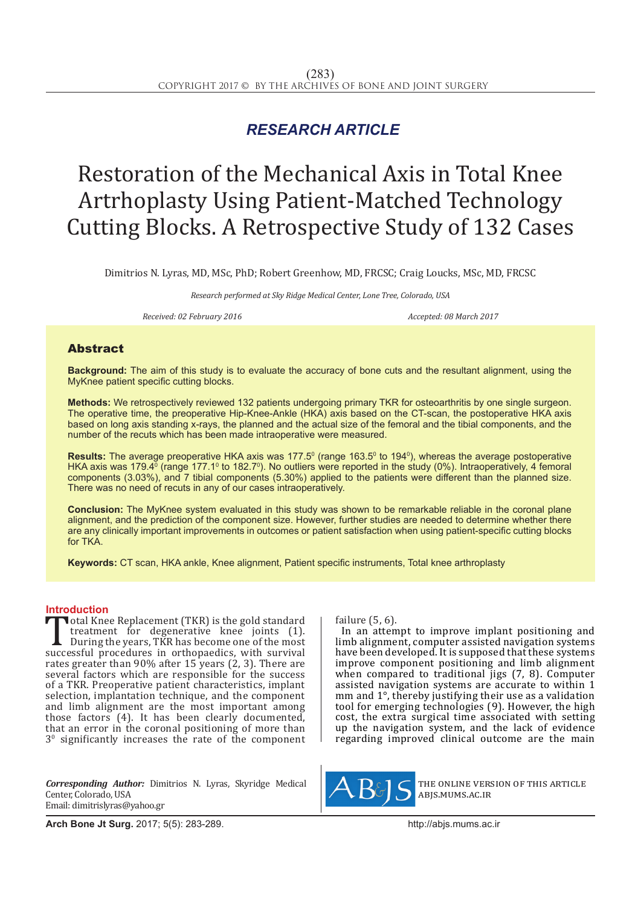*RESEARCH ARTICLE*

# Restoration of the Mechanical Axis in Total Knee Artrhoplasty Using Patient-Matched Technology Cutting Blocks. A Retrospective Study of 132 Cases

Dimitrios N. Lyras, MD, MSc, PhD; Robert Greenhow, MD, FRCSC; Craig Loucks, MSc, MD, FRCSC

*Research performed at Sky Ridge Medical Center, Lone Tree, Colorado, USA*

*Received: 02 February 2016* *Accepted: 08 March 2017*

## Abstract

**Background:** The aim of this study is to evaluate the accuracy of bone cuts and the resultant alignment, using the MyKnee patient specific cutting blocks.

**Methods:** We retrospectively reviewed 132 patients undergoing primary TKR for osteoarthritis by one single surgeon. The operative time, the preoperative Hip-Knee-Ankle (HKA) axis based on the CT-scan, the postoperative HKA axis based on long axis standing x-rays, the planned and the actual size of the femoral and the tibial components, and the number of the recuts which has been made intraoperative were measured.

**Results:** The average preoperative HKA axis was 177.5$^0$ (range 163.5$^0$ to 194$^0$), whereas the average postoperative HKA axis was 179.4$^0$ (range 177.1$^0$ to 182.7$^0$). No outliers were reported in the study (0%). Intraoperatively, 4 femoral components (3.03%), and 7 tibial components (5.30%) applied to the patients were different than the planned size. There was no need of recuts in any of our cases intraoperatively.

**Conclusion:** The MyKnee system evaluated in this study was shown to be remarkable reliable in the coronal plane alignment, and the prediction of the component size. However, further studies are needed to determine whether there are any clinically important improvements in outcomes or patient satisfaction when using patient-specific cutting blocks for TKA.

**Keywords:** CT scan, HKA ankle, Knee alignment, Patient specific instruments, Total knee arthroplasty

## Introduction

Total Knee Replacement (TKR) is the gold standard treatment for degenerative knee joints (1). During the years, TKR has become one of the most successful procedures in orthopaedics, with survival rates greater than 90% after 15 years (2, 3). There are several factors which are responsible for the success of a TKR. Preoperative patient characteristics, implant selection, implantation technique, and the component and limb alignment are the most important among those factors (4). It has been clearly documented, that an error in the coronal positioning of more than 3$^0$ significantly increases the rate of the component failure (5, 6).

In an attempt to improve implant positioning and limb alignment, computer assisted navigation systems have been developed. It is supposed that these systems improve component positioning and limb alignment when compared to traditional jigs (7, 8). Computer assisted navigation systems are accurate to within 1 mm and 1°, thereby justifying their use as a validation tool for emerging technologies (9). However, the high cost, the extra surgical time associated with setting up the navigation system, and the lack of evidence regarding improved clinical outcome are the main

*Corresponding Author:* Dimitrios N. Lyras, Skyridge Medical Center, Colorado, USA
Email: dimitrislyras@yahoo.gr

THE ONLINE VERSION OF THIS ARTICLE ABJS.MUMS.AC.IR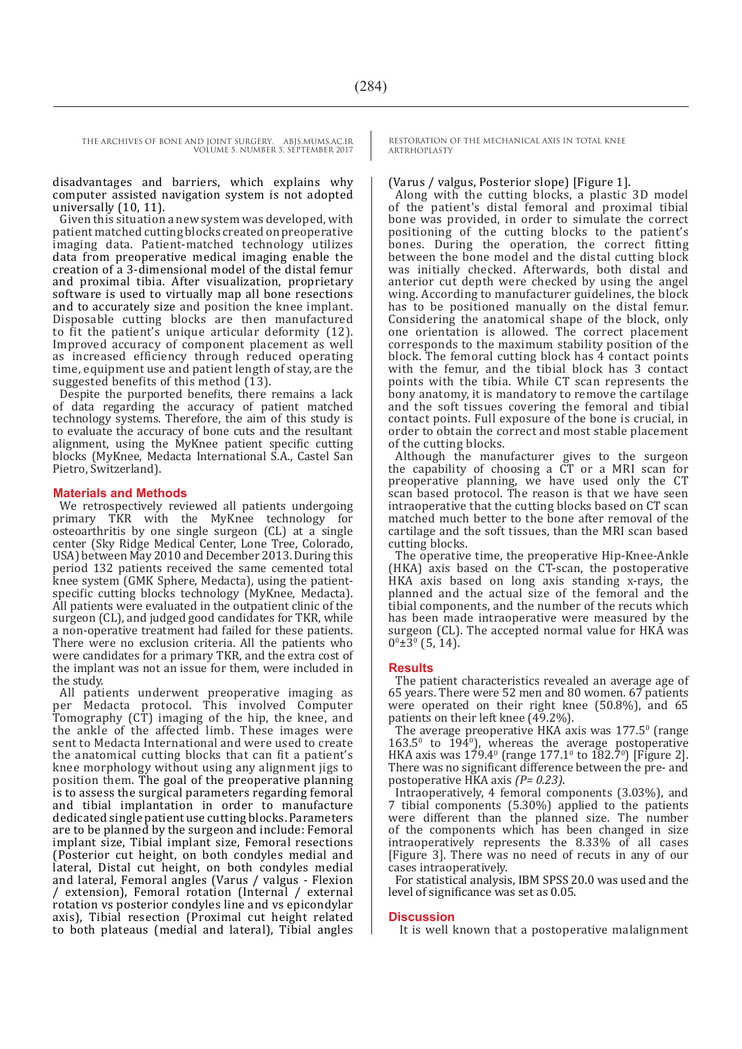disadvantages and barriers, which explains why computer assisted navigation system is not adopted universally (10, 11).

Given this situation a new system was developed, with patient matched cutting blocks created on preoperative imaging data. Patient-matched technology utilizes data from preoperative medical imaging enable the creation of a 3-dimensional model of the distal femur and proximal tibia. After visualization, proprietary software is used to virtually map all bone resections and to accurately size and position the knee implant. Disposable cutting blocks are then manufactured to fit the patient's unique articular deformity (12). Improved accuracy of component placement as well as increased efficiency through reduced operating time, equipment use and patient length of stay, are the suggested benefits of this method (13).

Despite the purported benefits, there remains a lack of data regarding the accuracy of patient matched technology systems. Therefore, the aim of this study is to evaluate the accuracy of bone cuts and the resultant alignment, using the MyKnee patient specific cutting blocks (MyKnee, Medacta International S.A., Castel San Pietro, Switzerland).

## Materials and Methods

We retrospectively reviewed all patients undergoing primary TKR with the MyKnee technology for osteoarthritis by one single surgeon (CL) at a single center (Sky Ridge Medical Center, Lone Tree, Colorado, USA) between May 2010 and December 2013. During this period 132 patients received the same cemented total knee system (GMK Sphere, Medacta), using the patient-specific cutting blocks technology (MyKnee, Medacta). All patients were evaluated in the outpatient clinic of the surgeon (CL), and judged good candidates for TKR, while a non-operative treatment had failed for these patients. There were no exclusion criteria. All the patients who were candidates for a primary TKR, and the extra cost of the implant was not an issue for them, were included in the study.

All patients underwent preoperative imaging as per Medacta protocol. This involved Computer Tomography (CT) imaging of the hip, the knee, and the ankle of the affected limb. These images were sent to Medacta International and were used to create the anatomical cutting blocks that can fit a patient's knee morphology without using any alignment jigs to position them. The goal of the preoperative planning is to assess the surgical parameters regarding femoral and tibial implantation in order to manufacture dedicated single patient use cutting blocks. Parameters are to be planned by the surgeon and include: Femoral implant size, Tibial implant size, Femoral resections (Posterior cut height, on both condyles medial and lateral, Distal cut height, on both condyles medial and lateral, Femoral angles (Varus / valgus - Flexion / extension), Femoral rotation (Internal / external rotation vs posterior condyles line and vs epicondylar axis), Tibial resection (Proximal cut height related to both plateaus (medial and lateral), Tibial angles (Varus / valgus, Posterior slope) [Figure 1].

Along with the cutting blocks, a plastic 3D model of the patient's distal femoral and proximal tibial bone was provided, in order to simulate the correct positioning of the cutting blocks to the patient's bones. During the operation, the correct fitting between the bone model and the distal cutting block was initially checked. Afterwards, both distal and anterior cut depth were checked by using the angel wing. According to manufacturer guidelines, the block has to be positioned manually on the distal femur. Considering the anatomical shape of the block, only one orientation is allowed. The correct placement corresponds to the maximum stability position of the block. The femoral cutting block has 4 contact points with the femur, and the tibial block has 3 contact points with the tibia. While CT scan represents the bony anatomy, it is mandatory to remove the cartilage and the soft tissues covering the femoral and tibial contact points. Full exposure of the bone is crucial, in order to obtain the correct and most stable placement of the cutting blocks.

Although the manufacturer gives to the surgeon the capability of choosing a CT or a MRI scan for preoperative planning, we have used only the CT scan based protocol. The reason is that we have seen intraoperative that the cutting blocks based on CT scan matched much better to the bone after removal of the cartilage and the soft tissues, than the MRI scan based cutting blocks.

The operative time, the preoperative Hip-Knee-Ankle (HKA) axis based on the CT-scan, the postoperative HKA axis based on long axis standing x-rays, the planned and the actual size of the femoral and the tibial components, and the number of the recuts which has been made intraoperative were measured by the surgeon (CL). The accepted normal value for HKA was $0^0 \pm 3^0$ (5, 14).

## Results

The patient characteristics revealed an average age of 65 years. There were 52 men and 80 women. 67 patients were operated on their right knee (50.8%), and 65 patients on their left knee (49.2%).

The average preoperative HKA axis was $177.5^0$ (range $163.5^0$ to $194^0$), whereas the average postoperative HKA axis was $179.4^0$ (range $177.1^0$ to $182.7^0$) [Figure 2]. There was no significant difference between the pre- and postoperative HKA axis *(P= 0.23)*.

Intraoperatively, 4 femoral components (3.03%), and 7 tibial components (5.30%) applied to the patients were different than the planned size. The number of the components which has been changed in size intraoperatively represents the 8.33% of all cases [Figure 3]. There was no need of recuts in any of our cases intraoperatively.

For statistical analysis, IBM SPSS 20.0 was used and the level of significance was set as 0.05.

## Discussion

It is well known that a postoperative malalignment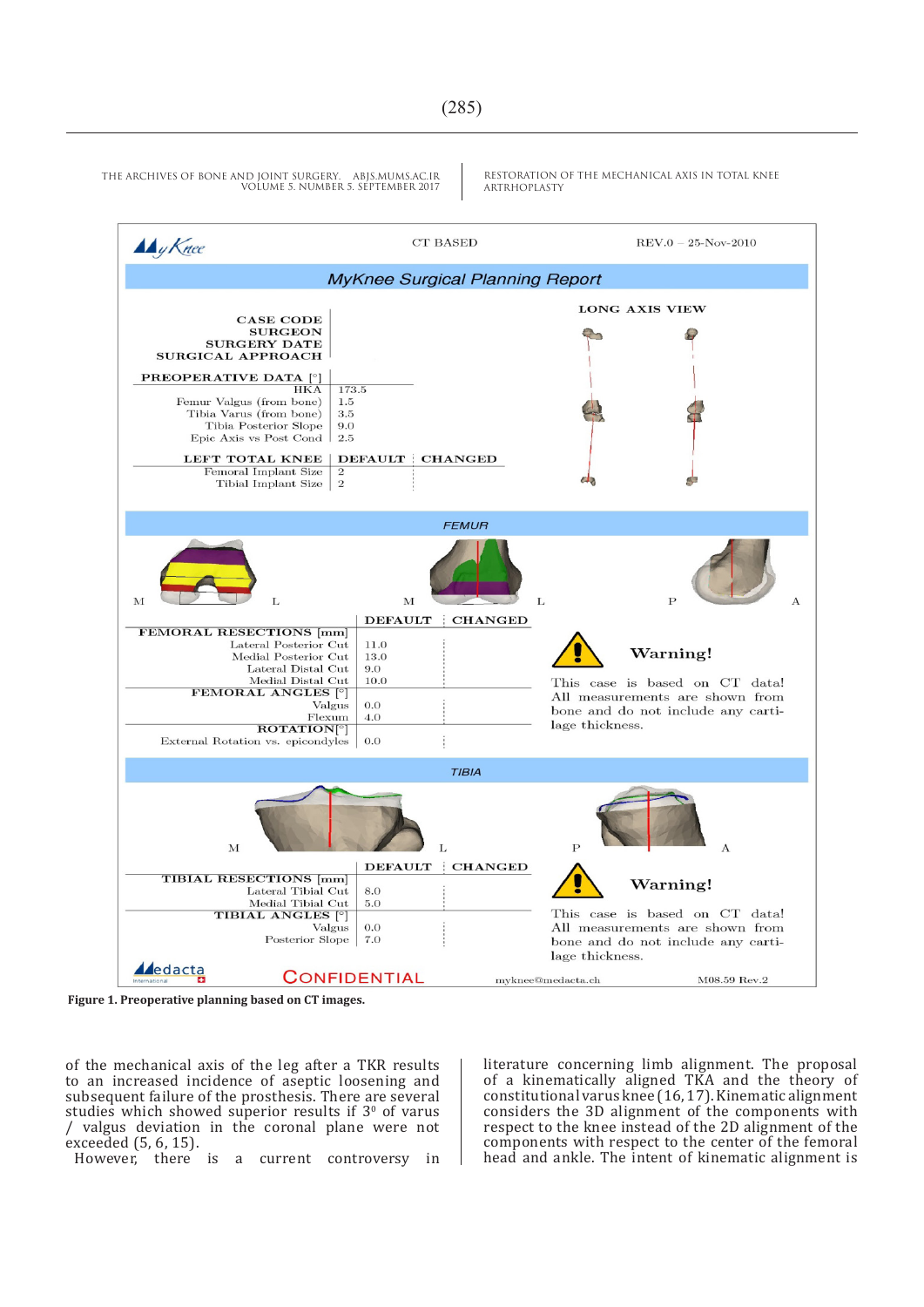| MyKnee | CT BASED | REV.0 – 25-Nov-2010 |
|---|---|---|

**MyKnee Surgical Planning Report**

CASE CODE
SURGEON
SURGERY DATE
SURGICAL APPROACH

LONG AXIS VIEW

| PREOPERATIVE DATA [°] | |
|---|---|
| HKA | 173.5 |
| Femur Valgus (from bone) | 1.5 |
| Tibia Varus (from bone) | 3.5 |
| Tibia Posterior Slope | 9.0 |
| Epic Axis vs Post Cond | 2.5 |

| LEFT TOTAL KNEE | DEFAULT | CHANGED |
|---|---|---|
| Femoral Implant Size | 2 | |
| Tibial Implant Size | 2 | |

**FEMUR**

M L M L P A

| | DEFAULT | CHANGED |
|---|---|---|
| **FEMORAL RESECTIONS [mm]** | | |
| Lateral Posterior Cut | 11.0 | |
| Medial Posterior Cut | 13.0 | |
| Lateral Distal Cut | 9.0 | |
| Medial Distal Cut | 10.0 | |
| **FEMORAL ANGLES [°]** | | |
| Valgus | 0.0 | |
| Flexum | 4.0 | |
| **ROTATION[°]** | | |
| External Rotation vs. epicondyles | 0.0 | |

**Warning!**

This case is based on CT data! All measurements are shown from bone and do not include any cartilage thickness.

**TIBIA**

M L P A

| | DEFAULT | CHANGED |
|---|---|---|
| **TIBIAL RESECTIONS [mm]** | | |
| Lateral Tibial Cut | 8.0 | |
| Medial Tibial Cut | 5.0 | |
| **TIBIAL ANGLES [°]** | | |
| Valgus | 0.0 | |
| Posterior Slope | 7.0 | |

**Warning!**

This case is based on CT data! All measurements are shown from bone and do not include any cartilage thickness.

Medacta International CONFIDENTIAL myknee@medacta.ch M08.59 Rev.2

**Figure 1. Preoperative planning based on CT images.**

of the mechanical axis of the leg after a TKR results to an increased incidence of aseptic loosening and subsequent failure of the prosthesis. There are several studies which showed superior results if 3° of varus / valgus deviation in the coronal plane were not exceeded (5, 6, 15).

However, there is a current controversy in literature concerning limb alignment. The proposal of a kinematically aligned TKA and the theory of constitutional varus knee (16, 17). Kinematic alignment considers the 3D alignment of the components with respect to the knee instead of the 2D alignment of the components with respect to the center of the femoral head and ankle. The intent of kinematic alignment is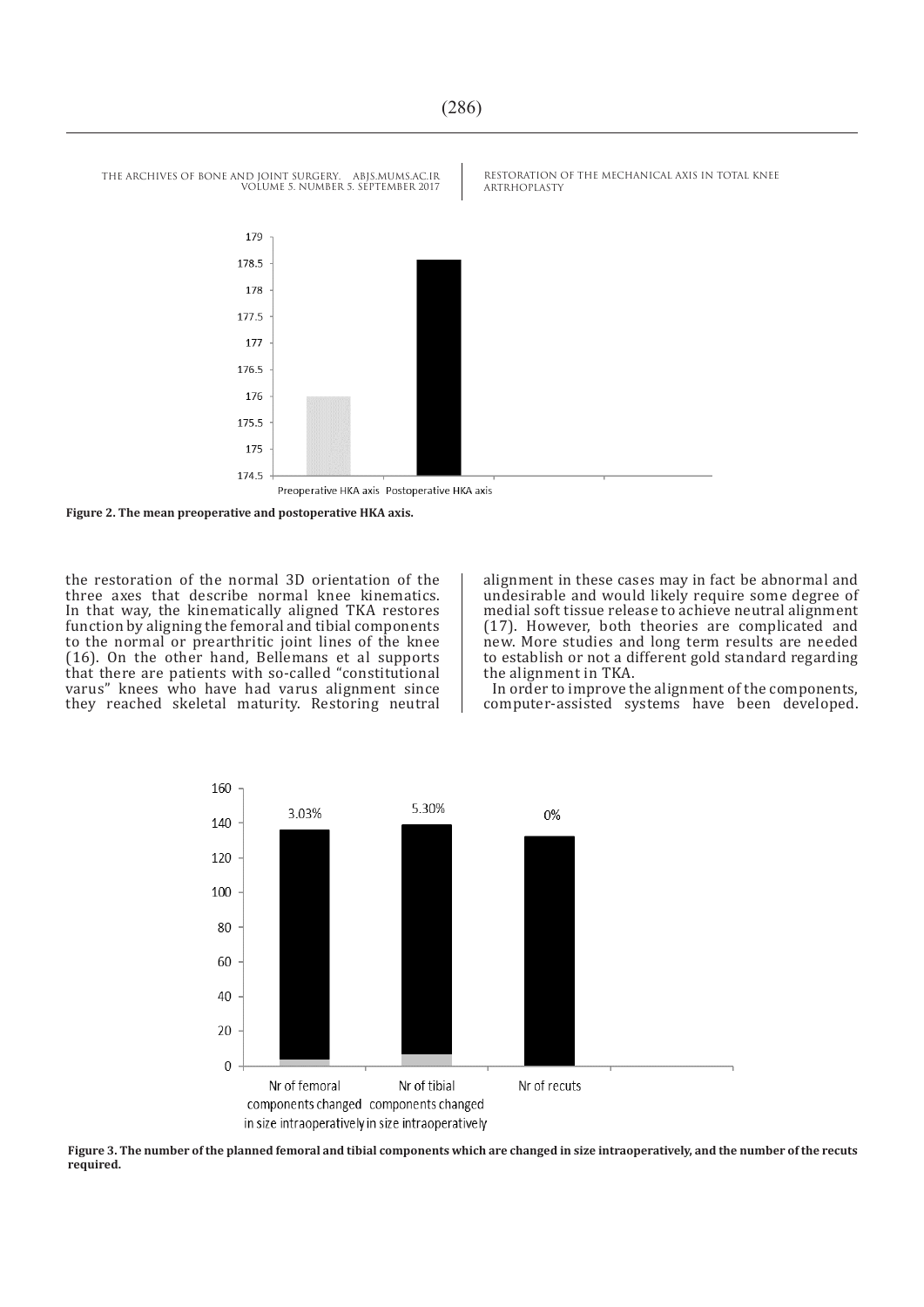**Figure 2. The mean preoperative and postoperative HKA axis.**

the restoration of the normal 3D orientation of the three axes that describe normal knee kinematics. In that way, the kinematically aligned TKA restores function by aligning the femoral and tibial components to the normal or prearthritic joint lines of the knee (16). On the other hand, Bellemans et al supports that there are patients with so-called "constitutional varus" knees who have had varus alignment since they reached skeletal maturity. Restoring neutral alignment in these cases may in fact be abnormal and undesirable and would likely require some degree of medial soft tissue release to achieve neutral alignment (17). However, both theories are complicated and new. More studies and long term results are needed to establish or not a different gold standard regarding the alignment in TKA.

In order to improve the alignment of the components, computer-assisted systems have been developed.

**Figure 3. The number of the planned femoral and tibial components which are changed in size intraoperatively, and the number of the recuts required.**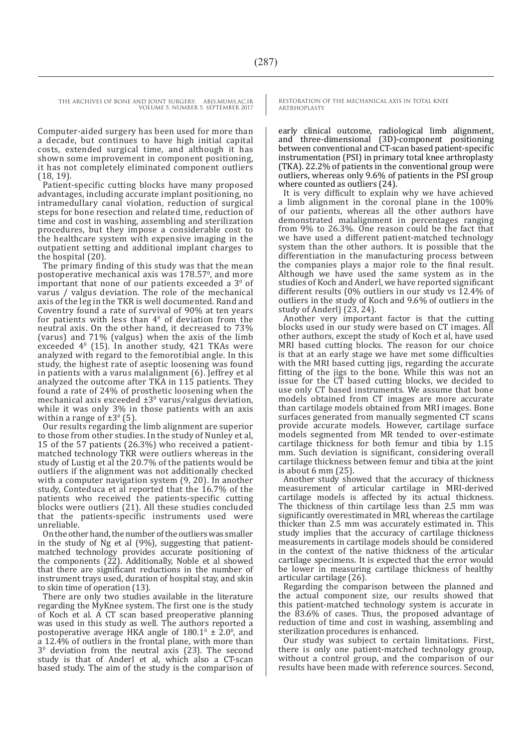Computer-aided surgery has been used for more than a decade, but continues to have high initial capital costs, extended surgical time, and although it has shown some improvement in component positioning, it has not completely eliminated component outliers (18, 19).

Patient-specific cutting blocks have many proposed advantages, including accurate implant positioning, no intramedullary canal violation, reduction of surgical steps for bone resection and related time, reduction of time and cost in washing, assembling and sterilization procedures, but they impose a considerable cost to the healthcare system with expensive imaging in the outpatient setting and additional implant charges to the hospital (20).

The primary finding of this study was that the mean postoperative mechanical axis was $178.57^0$, and more important that none of our patients exceeded a $3^0$ of varus / valgus deviation. The role of the mechanical axis of the leg in the TKR is well documented. Rand and Coventry found a rate of survival of 90% at ten years for patients with less than $4^0$ of deviation from the neutral axis. On the other hand, it decreased to 73% (varus) and 71% (valgus) when the axis of the limb exceeded $4^0$ (15). In another study, 421 TKAs were analyzed with regard to the femorotibial angle. In this study, the highest rate of aseptic loosening was found in patients with a varus malalignment (6). Jeffrey et al analyzed the outcome after TKA in 115 patients. They found a rate of 24% of prosthetic loosening when the mechanical axis exceeded $\pm 3^0$ varus/valgus deviation, while it was only 3% in those patients with an axis within a range of $\pm 3^0$ (5).

Our results regarding the limb alignment are superior to those from other studies. In the study of Nunley et al, 15 of the 57 patients (26.3%) who received a patient-matched technology TKR were outliers whereas in the study of Lustig et al the 20.7% of the patients would be outliers if the alignment was not additionally checked with a computer navigation system (9, 20). In another study, Conteduca et al reported that the 16.7% of the patients who received the patients-specific cutting blocks were outliers (21). All these studies concluded that the patients-specific instruments used were unreliable.

On the other hand, the number of the outliers was smaller in the study of Ng et al (9%), suggesting that patient-matched technology provides accurate positioning of the components (22). Additionally, Noble et al showed that there are significant reductions in the number of instrument trays used, duration of hospital stay, and skin to skin time of operation (13).

There are only two studies available in the literature regarding the MyKnee system. The first one is the study of Koch et al. A CT scan based preoperative planning was used in this study as well. The authors reported a postoperative average HKA angle of $180.1^0 \pm 2.0^0$, and a 12.4% of outliers in the frontal plane, with more than $3^0$ deviation from the neutral axis (23). The second study is that of Anderl et al, which also a CT-scan based study. The aim of the study is the comparison of early clinical outcome, radiological limb alignment, and three-dimensional (3D)-component positioning between conventional and CT-scan based patient-specific instrumentation (PSI) in primary total knee arthroplasty (TKA). 22.2% of patients in the conventional group were outliers, whereas only 9.6% of patients in the PSI group where counted as outliers (24).

It is very difficult to explain why we have achieved a limb alignment in the coronal plane in the 100% of our patients, whereas all the other authors have demonstrated malalignment in percentages ranging from 9% to 26.3%. One reason could be the fact that we have used a different patient-matched technology system than the other authors. It is possible that the differentiation in the manufacturing process between the companies plays a major role to the final result. Although we have used the same system as in the studies of Koch and Anderl, we have reported significant different results (0% outliers in our study vs 12.4% of outliers in the study of Koch and 9.6% of outliers in the study of Anderl) (23, 24).

Another very important factor is that the cutting blocks used in our study were based on CT images. All other authors, except the study of Koch et al, have used MRI based cutting blocks. The reason for our choice is that at an early stage we have met some difficulties with the MRI based cutting jigs, regarding the accurate fitting of the jigs to the bone. While this was not an issue for the CT based cutting blocks, we decided to use only CT based instruments. We assume that bone models obtained from CT images are more accurate than cartilage models obtained from MRI images. Bone surfaces generated from manually segmented CT scans provide accurate models. However, cartilage surface models segmented from MR tended to over-estimate cartilage thickness for both femur and tibia by 1.15 mm. Such deviation is significant, considering overall cartilage thickness between femur and tibia at the joint is about 6 mm (25).

Another study showed that the accuracy of thickness measurement of articular cartilage in MRI-derived cartilage models is affected by its actual thickness. The thickness of thin cartilage less than 2.5 mm was significantly overestimated in MRI, whereas the cartilage thicker than 2.5 mm was accurately estimated in. This study implies that the accuracy of cartilage thickness measurements in cartilage models should be considered in the context of the native thickness of the articular cartilage specimens. It is expected that the error would be lower in measuring cartilage thickness of healthy articular cartilage (26).

Regarding the comparison between the planned and the actual component size, our results showed that this patient-matched technology system is accurate in the 83.6% of cases. Thus, the proposed advantage of reduction of time and cost in washing, assembling and sterilization procedures is enhanced.

Our study was subject to certain limitations. First, there is only one patient-matched technology group, without a control group, and the comparison of our results have been made with reference sources. Second,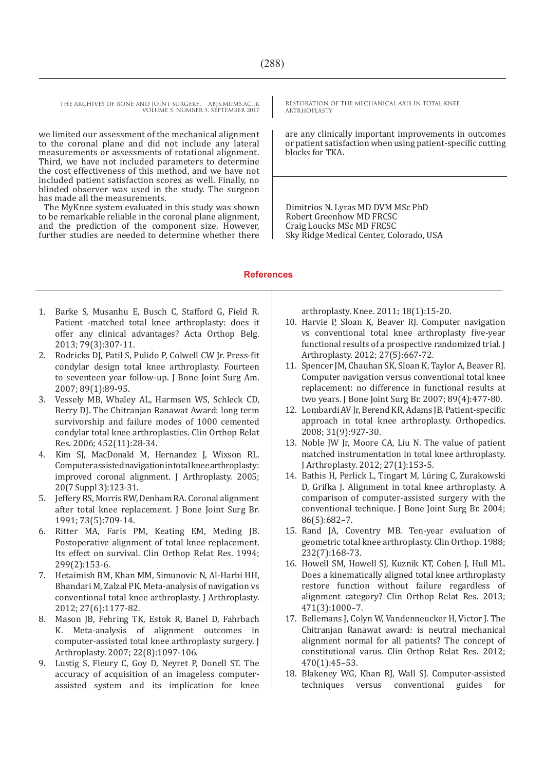we limited our assessment of the mechanical alignment to the coronal plane and did not include any lateral measurements or assessments of rotational alignment. Third, we have not included parameters to determine the cost effectiveness of this method, and we have not included patient satisfaction scores as well. Finally, no blinded observer was used in the study. The surgeon has made all the measurements.

The MyKnee system evaluated in this study was shown to be remarkable reliable in the coronal plane alignment, and the prediction of the component size. However, further studies are needed to determine whether there are any clinically important improvements in outcomes or patient satisfaction when using patient-specific cutting blocks for TKA.

Dimitrios N. Lyras MD DVM MSc PhD
Robert Greenhow MD FRCSC
Craig Loucks MSc MD FRCSC
Sky Ridge Medical Center, Colorado, USA

## References

1. Barke S, Musanhu E, Busch C, Stafford G, Field R. Patient -matched total knee arthroplasty: does it offer any clinical advantages? Acta Orthop Belg. 2013; 79(3):307-11.
2. Rodricks DJ, Patil S, Pulido P, Colwell CW Jr. Press-fit condylar design total knee arthroplasty. Fourteen to seventeen year follow-up. J Bone Joint Surg Am. 2007; 89(1):89-95.
3. Vessely MB, Whaley AL, Harmsen WS, Schleck CD, Berry DJ. The Chitranjan Ranawat Award: long term survivorship and failure modes of 1000 cemented condylar total knee arthroplasties. Clin Orthop Relat Res. 2006; 452(11):28-34.
4. Kim SJ, MacDonald M, Hernandez J, Wixson RL. Computer assisted navigation in total knee arthroplasty: improved coronal alignment. J Arthroplasty. 2005; 20(7 Suppl 3):123-31.
5. Jeffery RS, Morris RW, Denham RA. Coronal alignment after total knee replacement. J Bone Joint Surg Br. 1991; 73(5):709-14.
6. Ritter MA, Faris PM, Keating EM, Meding JB. Postoperative alignment of total knee replacement. Its effect on survival. Clin Orthop Relat Res. 1994; 299(2):153-6.
7. Hetaimish BM, Khan MM, Simunovic N, Al-Harbi HH, Bhandari M, Zalzal PK. Meta-analysis of navigation vs conventional total knee arthroplasty. J Arthroplasty. 2012; 27(6):1177-82.
8. Mason JB, Fehring TK, Estok R, Banel D, Fahrbach K. Meta-analysis of alignment outcomes in computer-assisted total knee arthroplasty surgery. J Arthroplasty. 2007; 22(8):1097-106.
9. Lustig S, Fleury C, Goy D, Neyret P, Donell ST. The accuracy of acquisition of an imageless computer-assisted system and its implication for knee arthroplasty. Knee. 2011; 18(1):15-20.
10. Harvie P, Sloan K, Beaver RJ. Computer navigation vs conventional total knee arthroplasty five-year functional results of a prospective randomized trial. J Arthroplasty. 2012; 27(5):667-72.
11. Spencer JM, Chauhan SK, Sloan K, Taylor A, Beaver RJ. Computer navigation versus conventional total knee replacement: no difference in functional results at two years. J Bone Joint Surg Br. 2007; 89(4):477-80.
12. Lombardi AV Jr, Berend KR, Adams JB. Patient-specific approach in total knee arthroplasty. Orthopedics. 2008; 31(9):927-30.
13. Noble JW Jr, Moore CA, Liu N. The value of patient matched instrumentation in total knee arthroplasty. J Arthroplasty. 2012; 27(1):153-5.
14. Bathis H, Perlick L, Tingart M, Lüring C, Zurakowski D, Grifka J. Alignment in total knee arthroplasty. A comparison of computer-assisted surgery with the conventional technique. J Bone Joint Surg Br. 2004; 86(5):682–7.
15. Rand JA, Coventry MB. Ten-year evaluation of geometric total knee arthroplasty. Clin Orthop. 1988; 232(7):168-73.
16. Howell SM, Howell SJ, Kuznik KT, Cohen J, Hull ML. Does a kinematically aligned total knee arthroplasty restore function without failure regardless of alignment category? Clin Orthop Relat Res. 2013; 471(3):1000–7.
17. Bellemans J, Colyn W, Vandenneucker H, Victor J. The Chitranjan Ranawat award: is neutral mechanical alignment normal for all patients? The concept of constitutional varus. Clin Orthop Relat Res. 2012; 470(1):45–53.
18. Blakeney WG, Khan RJ, Wall SJ. Computer-assisted techniques versus conventional guides for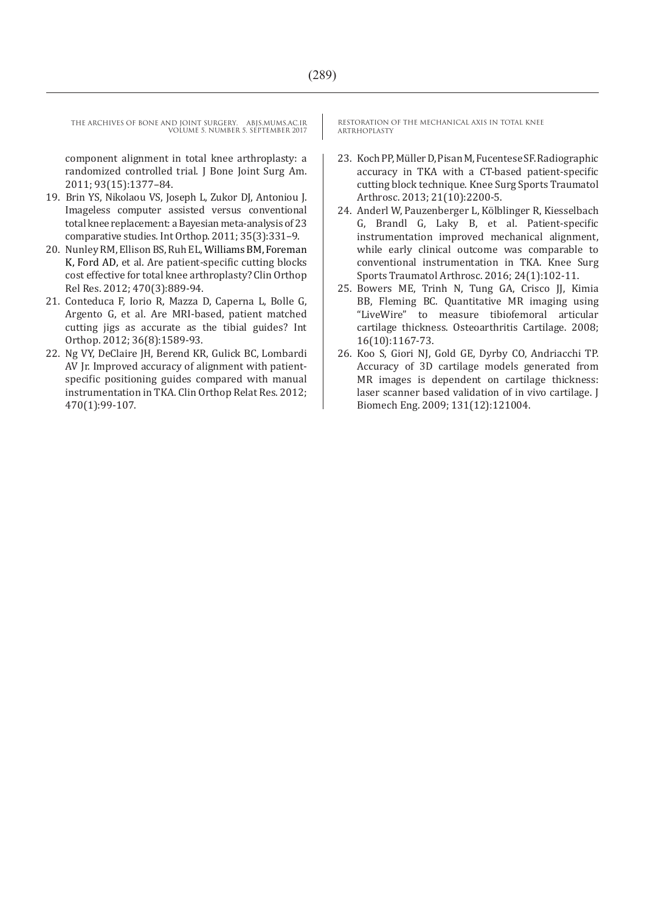component alignment in total knee arthroplasty: a randomized controlled trial. J Bone Joint Surg Am. 2011; 93(15):1377–84.

19. Brin YS, Nikolaou VS, Joseph L, Zukor DJ, Antoniou J. Imageless computer assisted versus conventional total knee replacement: a Bayesian meta-analysis of 23 comparative studies. Int Orthop. 2011; 35(3):331–9.
20. Nunley RM, Ellison BS, Ruh EL, Williams BM, Foreman K, Ford AD, et al. Are patient-specific cutting blocks cost effective for total knee arthroplasty? Clin Orthop Rel Res. 2012; 470(3):889-94.
21. Conteduca F, Iorio R, Mazza D, Caperna L, Bolle G, Argento G, et al. Are MRI-based, patient matched cutting jigs as accurate as the tibial guides? Int Orthop. 2012; 36(8):1589-93.
22. Ng VY, DeClaire JH, Berend KR, Gulick BC, Lombardi AV Jr. Improved accuracy of alignment with patient-specific positioning guides compared with manual instrumentation in TKA. Clin Orthop Relat Res. 2012; 470(1):99-107.
23. Koch PP, Müller D, Pisan M, Fucentese SF. Radiographic accuracy in TKA with a CT-based patient-specific cutting block technique. Knee Surg Sports Traumatol Arthrosc. 2013; 21(10):2200-5.
24. Anderl W, Pauzenberger L, Kölblinger R, Kiesselbach G, Brandl G, Laky B, et al. Patient-specific instrumentation improved mechanical alignment, while early clinical outcome was comparable to conventional instrumentation in TKA. Knee Surg Sports Traumatol Arthrosc. 2016; 24(1):102-11.
25. Bowers ME, Trinh N, Tung GA, Crisco JJ, Kimia BB, Fleming BC. Quantitative MR imaging using "LiveWire" to measure tibiofemoral articular cartilage thickness. Osteoarthritis Cartilage. 2008; 16(10):1167-73.
26. Koo S, Giori NJ, Gold GE, Dyrby CO, Andriacchi TP. Accuracy of 3D cartilage models generated from MR images is dependent on cartilage thickness: laser scanner based validation of in vivo cartilage. J Biomech Eng. 2009; 131(12):121004.